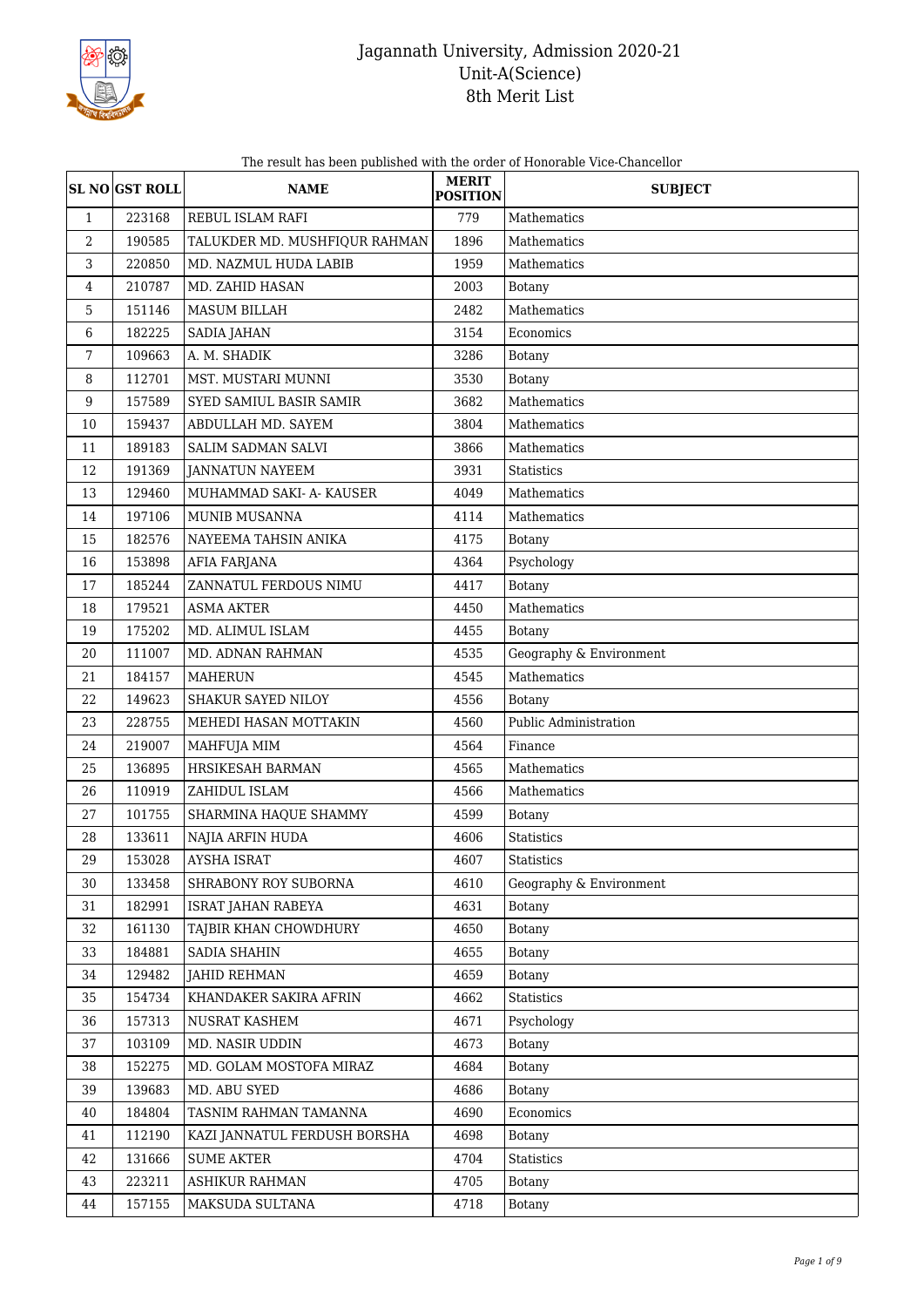# Jagannath University, Admission 2020-21
## Unit-A(Science)
## 8th Merit List

The result has been published with the order of Honorable Vice-Chancellor

| SL NO | GST ROLL | NAME | MERIT POSITION | SUBJECT |
|---|---|---|---|---|
| 1 | 223168 | REBUL ISLAM RAFI | 779 | Mathematics |
| 2 | 190585 | TALUKDER MD. MUSHFIQUR RAHMAN | 1896 | Mathematics |
| 3 | 220850 | MD. NAZMUL HUDA LABIB | 1959 | Mathematics |
| 4 | 210787 | MD. ZAHID HASAN | 2003 | Botany |
| 5 | 151146 | MASUM BILLAH | 2482 | Mathematics |
| 6 | 182225 | SADIA JAHAN | 3154 | Economics |
| 7 | 109663 | A. M. SHADIK | 3286 | Botany |
| 8 | 112701 | MST. MUSTARI MUNNI | 3530 | Botany |
| 9 | 157589 | SYED SAMIUL BASIR SAMIR | 3682 | Mathematics |
| 10 | 159437 | ABDULLAH MD. SAYEM | 3804 | Mathematics |
| 11 | 189183 | SALIM SADMAN SALVI | 3866 | Mathematics |
| 12 | 191369 | JANNATUN NAYEEM | 3931 | Statistics |
| 13 | 129460 | MUHAMMAD SAKI- A- KAUSER | 4049 | Mathematics |
| 14 | 197106 | MUNIB MUSANNA | 4114 | Mathematics |
| 15 | 182576 | NAYEEMA TAHSIN ANIKA | 4175 | Botany |
| 16 | 153898 | AFIA FARJANA | 4364 | Psychology |
| 17 | 185244 | ZANNATUL FERDOUS NIMU | 4417 | Botany |
| 18 | 179521 | ASMA AKTER | 4450 | Mathematics |
| 19 | 175202 | MD. ALIMUL ISLAM | 4455 | Botany |
| 20 | 111007 | MD. ADNAN RAHMAN | 4535 | Geography & Environment |
| 21 | 184157 | MAHERUN | 4545 | Mathematics |
| 22 | 149623 | SHAKUR SAYED NILOY | 4556 | Botany |
| 23 | 228755 | MEHEDI HASAN MOTTAKIN | 4560 | Public Administration |
| 24 | 219007 | MAHFUJA MIM | 4564 | Finance |
| 25 | 136895 | HRSIKESAH BARMAN | 4565 | Mathematics |
| 26 | 110919 | ZAHIDUL ISLAM | 4566 | Mathematics |
| 27 | 101755 | SHARMINA HAQUE SHAMMY | 4599 | Botany |
| 28 | 133611 | NAJIA ARFIN HUDA | 4606 | Statistics |
| 29 | 153028 | AYSHA ISRAT | 4607 | Statistics |
| 30 | 133458 | SHRABONY ROY SUBORNA | 4610 | Geography & Environment |
| 31 | 182991 | ISRAT JAHAN RABEYA | 4631 | Botany |
| 32 | 161130 | TAJBIR KHAN CHOWDHURY | 4650 | Botany |
| 33 | 184881 | SADIA SHAHIN | 4655 | Botany |
| 34 | 129482 | JAHID REHMAN | 4659 | Botany |
| 35 | 154734 | KHANDAKER SAKIRA AFRIN | 4662 | Statistics |
| 36 | 157313 | NUSRAT KASHEM | 4671 | Psychology |
| 37 | 103109 | MD. NASIR UDDIN | 4673 | Botany |
| 38 | 152275 | MD. GOLAM MOSTOFA MIRAZ | 4684 | Botany |
| 39 | 139683 | MD. ABU SYED | 4686 | Botany |
| 40 | 184804 | TASNIM RAHMAN TAMANNA | 4690 | Economics |
| 41 | 112190 | KAZI JANNATUL FERDUSH BORSHA | 4698 | Botany |
| 42 | 131666 | SUME AKTER | 4704 | Statistics |
| 43 | 223211 | ASHIKUR RAHMAN | 4705 | Botany |
| 44 | 157155 | MAKSUDA SULTANA | 4718 | Botany |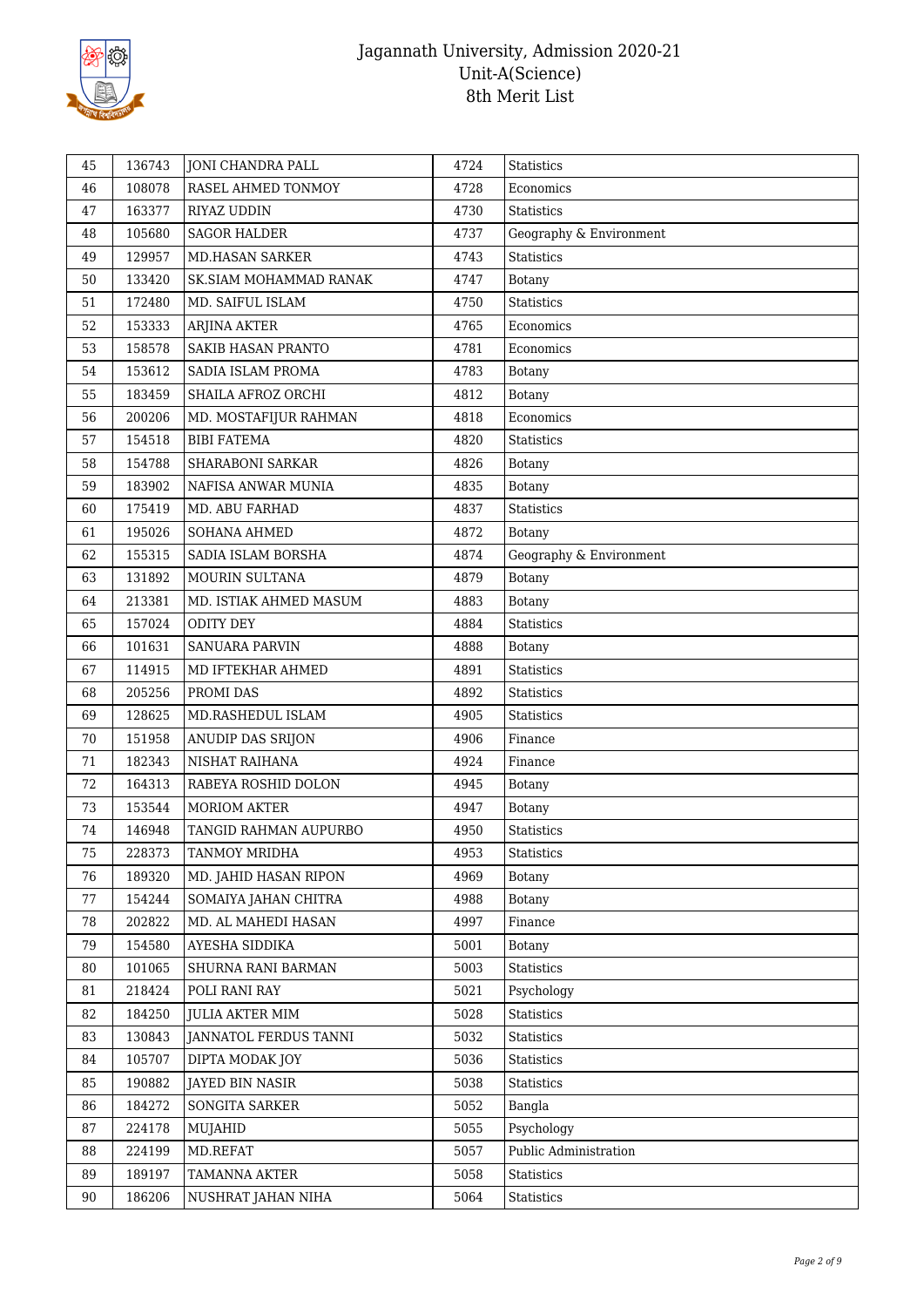| 45 | 136743 | JONI CHANDRA PALL | 4724 | Statistics |
|---|---|---|---|---|
| 46 | 108078 | RASEL AHMED TONMOY | 4728 | Economics |
| 47 | 163377 | RIYAZ UDDIN | 4730 | Statistics |
| 48 | 105680 | SAGOR HALDER | 4737 | Geography & Environment |
| 49 | 129957 | MD.HASAN SARKER | 4743 | Statistics |
| 50 | 133420 | SK.SIAM MOHAMMAD RANAK | 4747 | Botany |
| 51 | 172480 | MD. SAIFUL ISLAM | 4750 | Statistics |
| 52 | 153333 | ARJINA AKTER | 4765 | Economics |
| 53 | 158578 | SAKIB HASAN PRANTO | 4781 | Economics |
| 54 | 153612 | SADIA ISLAM PROMA | 4783 | Botany |
| 55 | 183459 | SHAILA AFROZ ORCHI | 4812 | Botany |
| 56 | 200206 | MD. MOSTAFIJUR RAHMAN | 4818 | Economics |
| 57 | 154518 | BIBI FATEMA | 4820 | Statistics |
| 58 | 154788 | SHARABONI SARKAR | 4826 | Botany |
| 59 | 183902 | NAFISA ANWAR MUNIA | 4835 | Botany |
| 60 | 175419 | MD. ABU FARHAD | 4837 | Statistics |
| 61 | 195026 | SOHANA AHMED | 4872 | Botany |
| 62 | 155315 | SADIA ISLAM BORSHA | 4874 | Geography & Environment |
| 63 | 131892 | MOURIN SULTANA | 4879 | Botany |
| 64 | 213381 | MD. ISTIAK AHMED MASUM | 4883 | Botany |
| 65 | 157024 | ODITY DEY | 4884 | Statistics |
| 66 | 101631 | SANUARA PARVIN | 4888 | Botany |
| 67 | 114915 | MD IFTEKHAR AHMED | 4891 | Statistics |
| 68 | 205256 | PROMI DAS | 4892 | Statistics |
| 69 | 128625 | MD.RASHEDUL ISLAM | 4905 | Statistics |
| 70 | 151958 | ANUDIP DAS SRIJON | 4906 | Finance |
| 71 | 182343 | NISHAT RAIHANA | 4924 | Finance |
| 72 | 164313 | RABEYA ROSHID DOLON | 4945 | Botany |
| 73 | 153544 | MORIOM AKTER | 4947 | Botany |
| 74 | 146948 | TANGID RAHMAN AUPURBO | 4950 | Statistics |
| 75 | 228373 | TANMOY MRIDHA | 4953 | Statistics |
| 76 | 189320 | MD. JAHID HASAN RIPON | 4969 | Botany |
| 77 | 154244 | SOMAIYA JAHAN CHITRA | 4988 | Botany |
| 78 | 202822 | MD. AL MAHEDI HASAN | 4997 | Finance |
| 79 | 154580 | AYESHA SIDDIKA | 5001 | Botany |
| 80 | 101065 | SHURNA RANI BARMAN | 5003 | Statistics |
| 81 | 218424 | POLI RANI RAY | 5021 | Psychology |
| 82 | 184250 | JULIA AKTER MIM | 5028 | Statistics |
| 83 | 130843 | JANNATOL FERDUS TANNI | 5032 | Statistics |
| 84 | 105707 | DIPTA MODAK JOY | 5036 | Statistics |
| 85 | 190882 | JAYED BIN NASIR | 5038 | Statistics |
| 86 | 184272 | SONGITA SARKER | 5052 | Bangla |
| 87 | 224178 | MUJAHID | 5055 | Psychology |
| 88 | 224199 | MD.REFAT | 5057 | Public Administration |
| 89 | 189197 | TAMANNA AKTER | 5058 | Statistics |
| 90 | 186206 | NUSHRAT JAHAN NIHA | 5064 | Statistics |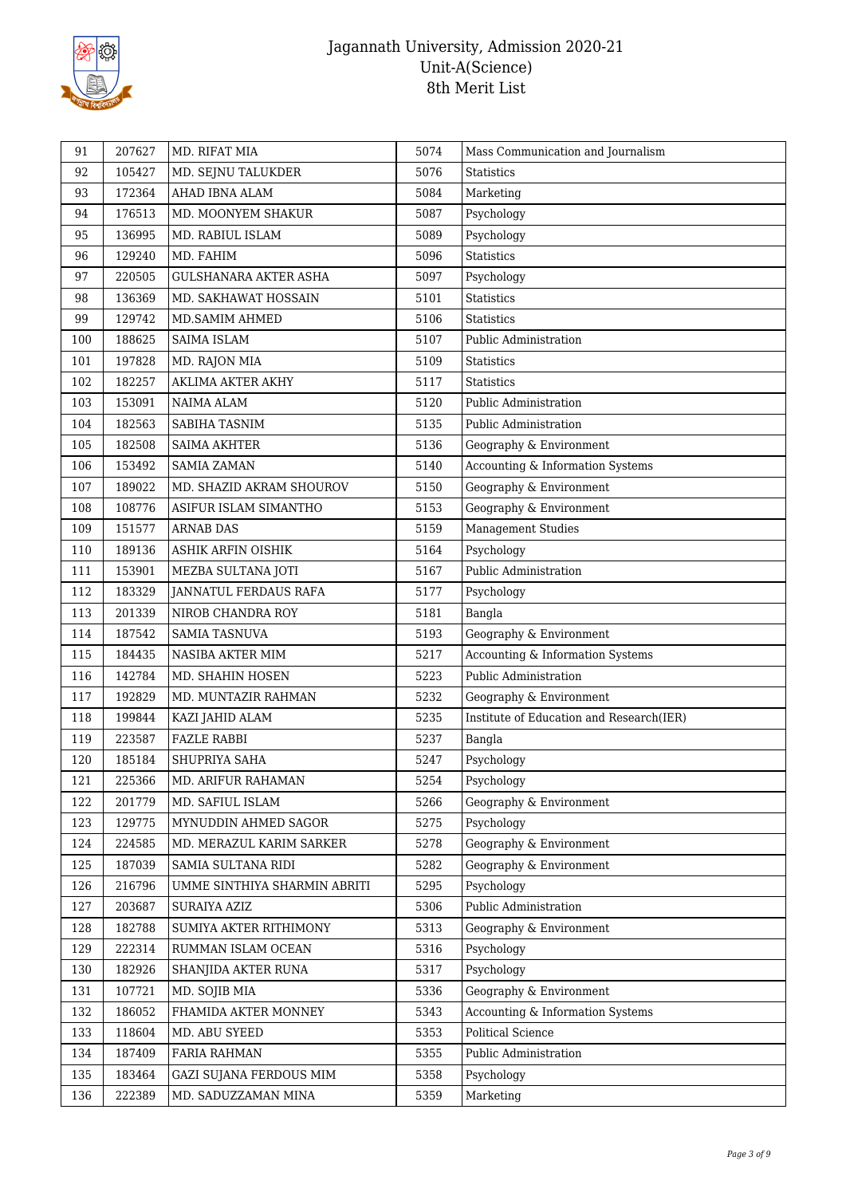| 91 | 207627 | MD. RIFAT MIA | 5074 | Mass Communication and Journalism |
|---|---|---|---|---|
| 92 | 105427 | MD. SEJNU TALUKDER | 5076 | Statistics |
| 93 | 172364 | AHAD IBNA ALAM | 5084 | Marketing |
| 94 | 176513 | MD. MOONYEM SHAKUR | 5087 | Psychology |
| 95 | 136995 | MD. RABIUL ISLAM | 5089 | Psychology |
| 96 | 129240 | MD. FAHIM | 5096 | Statistics |
| 97 | 220505 | GULSHANARA AKTER ASHA | 5097 | Psychology |
| 98 | 136369 | MD. SAKHAWAT HOSSAIN | 5101 | Statistics |
| 99 | 129742 | MD.SAMIM AHMED | 5106 | Statistics |
| 100 | 188625 | SAIMA ISLAM | 5107 | Public Administration |
| 101 | 197828 | MD. RAJON MIA | 5109 | Statistics |
| 102 | 182257 | AKLIMA AKTER AKHY | 5117 | Statistics |
| 103 | 153091 | NAIMA ALAM | 5120 | Public Administration |
| 104 | 182563 | SABIHA TASNIM | 5135 | Public Administration |
| 105 | 182508 | SAIMA AKHTER | 5136 | Geography & Environment |
| 106 | 153492 | SAMIA ZAMAN | 5140 | Accounting & Information Systems |
| 107 | 189022 | MD. SHAZID AKRAM SHOUROV | 5150 | Geography & Environment |
| 108 | 108776 | ASIFUR ISLAM SIMANTHO | 5153 | Geography & Environment |
| 109 | 151577 | ARNAB DAS | 5159 | Management Studies |
| 110 | 189136 | ASHIK ARFIN OISHIK | 5164 | Psychology |
| 111 | 153901 | MEZBA SULTANA JOTI | 5167 | Public Administration |
| 112 | 183329 | JANNATUL FERDAUS RAFA | 5177 | Psychology |
| 113 | 201339 | NIROB CHANDRA ROY | 5181 | Bangla |
| 114 | 187542 | SAMIA TASNUVA | 5193 | Geography & Environment |
| 115 | 184435 | NASIBA AKTER MIM | 5217 | Accounting & Information Systems |
| 116 | 142784 | MD. SHAHIN HOSEN | 5223 | Public Administration |
| 117 | 192829 | MD. MUNTAZIR RAHMAN | 5232 | Geography & Environment |
| 118 | 199844 | KAZI JAHID ALAM | 5235 | Institute of Education and Research(IER) |
| 119 | 223587 | FAZLE RABBI | 5237 | Bangla |
| 120 | 185184 | SHUPRIYA SAHA | 5247 | Psychology |
| 121 | 225366 | MD. ARIFUR RAHAMAN | 5254 | Psychology |
| 122 | 201779 | MD. SAFIUL ISLAM | 5266 | Geography & Environment |
| 123 | 129775 | MYNUDDIN AHMED SAGOR | 5275 | Psychology |
| 124 | 224585 | MD. MERAZUL KARIM SARKER | 5278 | Geography & Environment |
| 125 | 187039 | SAMIA SULTANA RIDI | 5282 | Geography & Environment |
| 126 | 216796 | UMME SINTHIYA SHARMIN ABRITI | 5295 | Psychology |
| 127 | 203687 | SURAIYA AZIZ | 5306 | Public Administration |
| 128 | 182788 | SUMIYA AKTER RITHIMONY | 5313 | Geography & Environment |
| 129 | 222314 | RUMMAN ISLAM OCEAN | 5316 | Psychology |
| 130 | 182926 | SHANJIDA AKTER RUNA | 5317 | Psychology |
| 131 | 107721 | MD. SOJIB MIA | 5336 | Geography & Environment |
| 132 | 186052 | FHAMIDA AKTER MONNEY | 5343 | Accounting & Information Systems |
| 133 | 118604 | MD. ABU SYEED | 5353 | Political Science |
| 134 | 187409 | FARIA RAHMAN | 5355 | Public Administration |
| 135 | 183464 | GAZI SUJANA FERDOUS MIM | 5358 | Psychology |
| 136 | 222389 | MD. SADUZZAMAN MINA | 5359 | Marketing |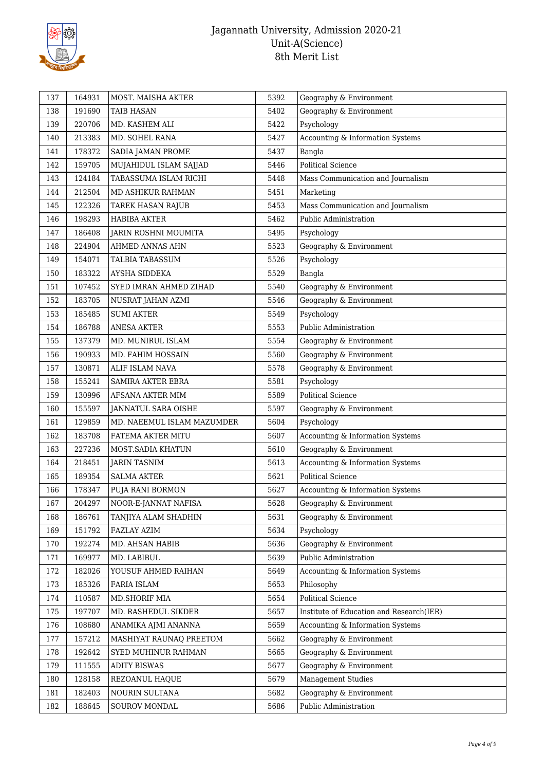| 137 | 164931 | MOST. MAISHA AKTER | 5392 | Geography & Environment |
|---|---|---|---|---|
| 138 | 191690 | TAIB HASAN | 5402 | Geography & Environment |
| 139 | 220706 | MD. KASHEM ALI | 5422 | Psychology |
| 140 | 213383 | MD. SOHEL RANA | 5427 | Accounting & Information Systems |
| 141 | 178372 | SADIA JAMAN PROME | 5437 | Bangla |
| 142 | 159705 | MUJAHIDUL ISLAM SAJJAD | 5446 | Political Science |
| 143 | 124184 | TABASSUMA ISLAM RICHI | 5448 | Mass Communication and Journalism |
| 144 | 212504 | MD ASHIKUR RAHMAN | 5451 | Marketing |
| 145 | 122326 | TAREK HASAN RAJUB | 5453 | Mass Communication and Journalism |
| 146 | 198293 | HABIBA AKTER | 5462 | Public Administration |
| 147 | 186408 | JARIN ROSHNI MOUMITA | 5495 | Psychology |
| 148 | 224904 | AHMED ANNAS AHN | 5523 | Geography & Environment |
| 149 | 154071 | TALBIA TABASSUM | 5526 | Psychology |
| 150 | 183322 | AYSHA SIDDEKA | 5529 | Bangla |
| 151 | 107452 | SYED IMRAN AHMED ZIHAD | 5540 | Geography & Environment |
| 152 | 183705 | NUSRAT JAHAN AZMI | 5546 | Geography & Environment |
| 153 | 185485 | SUMI AKTER | 5549 | Psychology |
| 154 | 186788 | ANESA AKTER | 5553 | Public Administration |
| 155 | 137379 | MD. MUNIRUL ISLAM | 5554 | Geography & Environment |
| 156 | 190933 | MD. FAHIM HOSSAIN | 5560 | Geography & Environment |
| 157 | 130871 | ALIF ISLAM NAVA | 5578 | Geography & Environment |
| 158 | 155241 | SAMIRA AKTER EBRA | 5581 | Psychology |
| 159 | 130996 | AFSANA AKTER MIM | 5589 | Political Science |
| 160 | 155597 | JANNATUL SARA OISHE | 5597 | Geography & Environment |
| 161 | 129859 | MD. NAEEMUL ISLAM MAZUMDER | 5604 | Psychology |
| 162 | 183708 | FATEMA AKTER MITU | 5607 | Accounting & Information Systems |
| 163 | 227236 | MOST.SADIA KHATUN | 5610 | Geography & Environment |
| 164 | 218451 | JARIN TASNIM | 5613 | Accounting & Information Systems |
| 165 | 189354 | SALMA AKTER | 5621 | Political Science |
| 166 | 178347 | PUJA RANI BORMON | 5627 | Accounting & Information Systems |
| 167 | 204297 | NOOR-E-JANNAT NAFISA | 5628 | Geography & Environment |
| 168 | 186761 | TANJIYA ALAM SHADHIN | 5631 | Geography & Environment |
| 169 | 151792 | FAZLAY AZIM | 5634 | Psychology |
| 170 | 192274 | MD. AHSAN HABIB | 5636 | Geography & Environment |
| 171 | 169977 | MD. LABIBUL | 5639 | Public Administration |
| 172 | 182026 | YOUSUF AHMED RAIHAN | 5649 | Accounting & Information Systems |
| 173 | 185326 | FARIA ISLAM | 5653 | Philosophy |
| 174 | 110587 | MD.SHORIF MIA | 5654 | Political Science |
| 175 | 197707 | MD. RASHEDUL SIKDER | 5657 | Institute of Education and Research(IER) |
| 176 | 108680 | ANAMIKA AJMI ANANNA | 5659 | Accounting & Information Systems |
| 177 | 157212 | MASHIYAT RAUNAQ PREETOM | 5662 | Geography & Environment |
| 178 | 192642 | SYED MUHINUR RAHMAN | 5665 | Geography & Environment |
| 179 | 111555 | ADITY BISWAS | 5677 | Geography & Environment |
| 180 | 128158 | REZOANUL HAQUE | 5679 | Management Studies |
| 181 | 182403 | NOURIN SULTANA | 5682 | Geography & Environment |
| 182 | 188645 | SOUROV MONDAL | 5686 | Public Administration |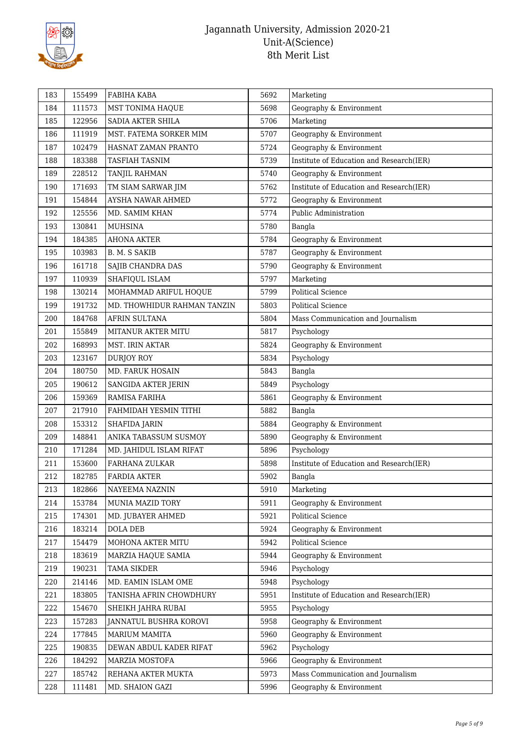| 183 | 155499 | FABIHA KABA | 5692 | Marketing |
|---|---|---|---|---|
| 184 | 111573 | MST TONIMA HAQUE | 5698 | Geography & Environment |
| 185 | 122956 | SADIA AKTER SHILA | 5706 | Marketing |
| 186 | 111919 | MST. FATEMA SORKER MIM | 5707 | Geography & Environment |
| 187 | 102479 | HASNAT ZAMAN PRANTO | 5724 | Geography & Environment |
| 188 | 183388 | TASFIAH TASNIM | 5739 | Institute of Education and Research(IER) |
| 189 | 228512 | TANJIL RAHMAN | 5740 | Geography & Environment |
| 190 | 171693 | TM SIAM SARWAR JIM | 5762 | Institute of Education and Research(IER) |
| 191 | 154844 | AYSHA NAWAR AHMED | 5772 | Geography & Environment |
| 192 | 125556 | MD. SAMIM KHAN | 5774 | Public Administration |
| 193 | 130841 | MUHSINA | 5780 | Bangla |
| 194 | 184385 | AHONA AKTER | 5784 | Geography & Environment |
| 195 | 103983 | B. M. S SAKIB | 5787 | Geography & Environment |
| 196 | 161718 | SAJIB CHANDRA DAS | 5790 | Geography & Environment |
| 197 | 110939 | SHAFIQUL ISLAM | 5797 | Marketing |
| 198 | 130214 | MOHAMMAD ARIFUL HOQUE | 5799 | Political Science |
| 199 | 191732 | MD. THOWHIDUR RAHMAN TANZIN | 5803 | Political Science |
| 200 | 184768 | AFRIN SULTANA | 5804 | Mass Communication and Journalism |
| 201 | 155849 | MITANUR AKTER MITU | 5817 | Psychology |
| 202 | 168993 | MST. IRIN AKTAR | 5824 | Geography & Environment |
| 203 | 123167 | DURJOY ROY | 5834 | Psychology |
| 204 | 180750 | MD. FARUK HOSAIN | 5843 | Bangla |
| 205 | 190612 | SANGIDA AKTER JERIN | 5849 | Psychology |
| 206 | 159369 | RAMISA FARIHA | 5861 | Geography & Environment |
| 207 | 217910 | FAHMIDAH YESMIN TITHI | 5882 | Bangla |
| 208 | 153312 | SHAFIDA JARIN | 5884 | Geography & Environment |
| 209 | 148841 | ANIKA TABASSUM SUSMOY | 5890 | Geography & Environment |
| 210 | 171284 | MD. JAHIDUL ISLAM RIFAT | 5896 | Psychology |
| 211 | 153600 | FARHANA ZULKAR | 5898 | Institute of Education and Research(IER) |
| 212 | 182785 | FARDIA AKTER | 5902 | Bangla |
| 213 | 182866 | NAYEEMA NAZNIN | 5910 | Marketing |
| 214 | 153784 | MUNIA MAZID TORY | 5911 | Geography & Environment |
| 215 | 174301 | MD. JUBAYER AHMED | 5921 | Political Science |
| 216 | 183214 | DOLA DEB | 5924 | Geography & Environment |
| 217 | 154479 | MOHONA AKTER MITU | 5942 | Political Science |
| 218 | 183619 | MARZIA HAQUE SAMIA | 5944 | Geography & Environment |
| 219 | 190231 | TAMA SIKDER | 5946 | Psychology |
| 220 | 214146 | MD. EAMIN ISLAM OME | 5948 | Psychology |
| 221 | 183805 | TANISHA AFRIN CHOWDHURY | 5951 | Institute of Education and Research(IER) |
| 222 | 154670 | SHEIKH JAHRA RUBAI | 5955 | Psychology |
| 223 | 157283 | JANNATUL BUSHRA KOROVI | 5958 | Geography & Environment |
| 224 | 177845 | MARIUM MAMITA | 5960 | Geography & Environment |
| 225 | 190835 | DEWAN ABDUL KADER RIFAT | 5962 | Psychology |
| 226 | 184292 | MARZIA MOSTOFA | 5966 | Geography & Environment |
| 227 | 185742 | REHANA AKTER MUKTA | 5973 | Mass Communication and Journalism |
| 228 | 111481 | MD. SHAION GAZI | 5996 | Geography & Environment |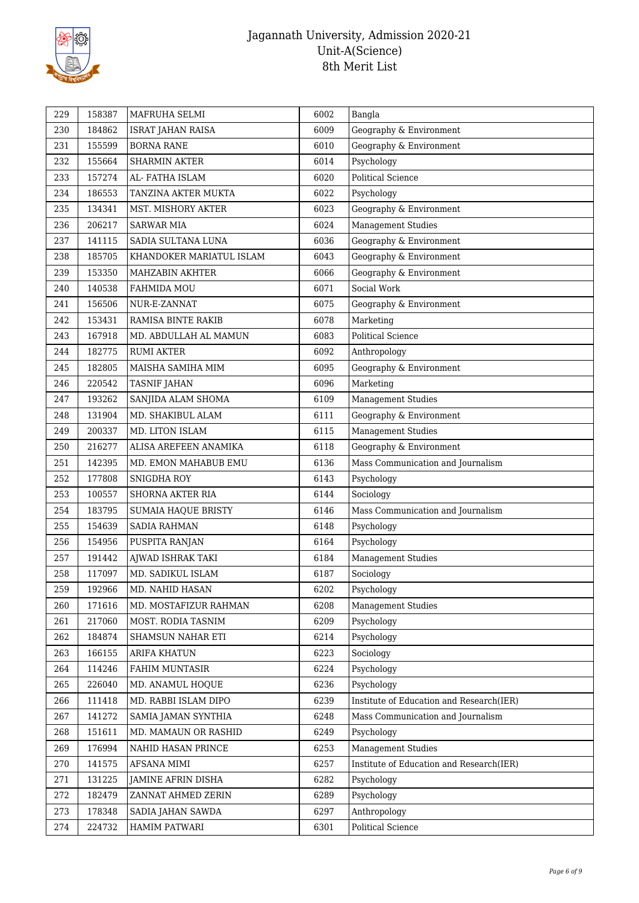# Jagannath University, Admission 2020-21
## Unit-A(Science)
## 8th Merit List

| | | | | |
|---|---|---|---|---|
| 229 | 158387 | MAFRUHA SELMI | 6002 | Bangla |
| 230 | 184862 | ISRAT JAHAN RAISA | 6009 | Geography & Environment |
| 231 | 155599 | BORNA RANE | 6010 | Geography & Environment |
| 232 | 155664 | SHARMIN AKTER | 6014 | Psychology |
| 233 | 157274 | AL- FATHA ISLAM | 6020 | Political Science |
| 234 | 186553 | TANZINA AKTER MUKTA | 6022 | Psychology |
| 235 | 134341 | MST. MISHORY AKTER | 6023 | Geography & Environment |
| 236 | 206217 | SARWAR MIA | 6024 | Management Studies |
| 237 | 141115 | SADIA SULTANA LUNA | 6036 | Geography & Environment |
| 238 | 185705 | KHANDOKER MARIATUL ISLAM | 6043 | Geography & Environment |
| 239 | 153350 | MAHZABIN AKHTER | 6066 | Geography & Environment |
| 240 | 140538 | FAHMIDA MOU | 6071 | Social Work |
| 241 | 156506 | NUR-E-ZANNAT | 6075 | Geography & Environment |
| 242 | 153431 | RAMISA BINTE RAKIB | 6078 | Marketing |
| 243 | 167918 | MD. ABDULLAH AL MAMUN | 6083 | Political Science |
| 244 | 182775 | RUMI AKTER | 6092 | Anthropology |
| 245 | 182805 | MAISHA SAMIHA MIM | 6095 | Geography & Environment |
| 246 | 220542 | TASNIF JAHAN | 6096 | Marketing |
| 247 | 193262 | SANJIDA ALAM SHOMA | 6109 | Management Studies |
| 248 | 131904 | MD. SHAKIBUL ALAM | 6111 | Geography & Environment |
| 249 | 200337 | MD. LITON ISLAM | 6115 | Management Studies |
| 250 | 216277 | ALISA AREFEEN ANAMIKA | 6118 | Geography & Environment |
| 251 | 142395 | MD. EMON MAHABUB EMU | 6136 | Mass Communication and Journalism |
| 252 | 177808 | SNIGDHA ROY | 6143 | Psychology |
| 253 | 100557 | SHORNA AKTER RIA | 6144 | Sociology |
| 254 | 183795 | SUMAIA HAQUE BRISTY | 6146 | Mass Communication and Journalism |
| 255 | 154639 | SADIA RAHMAN | 6148 | Psychology |
| 256 | 154956 | PUSPITA RANJAN | 6164 | Psychology |
| 257 | 191442 | AJWAD ISHRAK TAKI | 6184 | Management Studies |
| 258 | 117097 | MD. SADIKUL ISLAM | 6187 | Sociology |
| 259 | 192966 | MD. NAHID HASAN | 6202 | Psychology |
| 260 | 171616 | MD. MOSTAFIZUR RAHMAN | 6208 | Management Studies |
| 261 | 217060 | MOST. RODIA TASNIM | 6209 | Psychology |
| 262 | 184874 | SHAMSUN NAHAR ETI | 6214 | Psychology |
| 263 | 166155 | ARIFA KHATUN | 6223 | Sociology |
| 264 | 114246 | FAHIM MUNTASIR | 6224 | Psychology |
| 265 | 226040 | MD. ANAMUL HOQUE | 6236 | Psychology |
| 266 | 111418 | MD. RABBI ISLAM DIPO | 6239 | Institute of Education and Research(IER) |
| 267 | 141272 | SAMIA JAMAN SYNTHIA | 6248 | Mass Communication and Journalism |
| 268 | 151611 | MD. MAMAUN OR RASHID | 6249 | Psychology |
| 269 | 176994 | NAHID HASAN PRINCE | 6253 | Management Studies |
| 270 | 141575 | AFSANA MIMI | 6257 | Institute of Education and Research(IER) |
| 271 | 131225 | JAMINE AFRIN DISHA | 6282 | Psychology |
| 272 | 182479 | ZANNAT AHMED ZERIN | 6289 | Psychology |
| 273 | 178348 | SADIA JAHAN SAWDA | 6297 | Anthropology |
| 274 | 224732 | HAMIM PATWARI | 6301 | Political Science |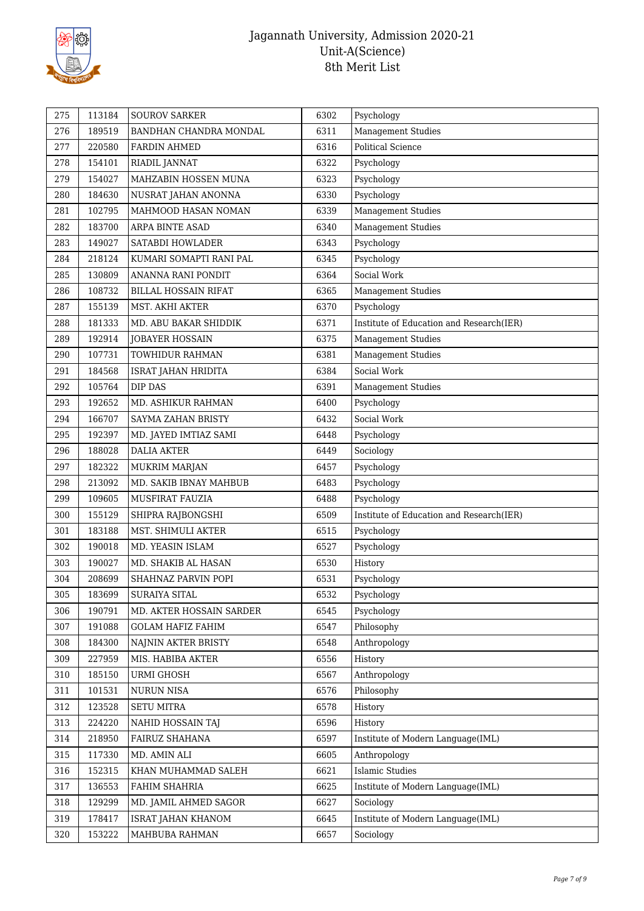| 275 | 113184 | SOUROV SARKER | 6302 | Psychology |
|---|---|---|---|---|
| 276 | 189519 | BANDHAN CHANDRA MONDAL | 6311 | Management Studies |
| 277 | 220580 | FARDIN AHMED | 6316 | Political Science |
| 278 | 154101 | RIADIL JANNAT | 6322 | Psychology |
| 279 | 154027 | MAHZABIN HOSSEN MUNA | 6323 | Psychology |
| 280 | 184630 | NUSRAT JAHAN ANONNA | 6330 | Psychology |
| 281 | 102795 | MAHMOOD HASAN NOMAN | 6339 | Management Studies |
| 282 | 183700 | ARPA BINTE ASAD | 6340 | Management Studies |
| 283 | 149027 | SATABDI HOWLADER | 6343 | Psychology |
| 284 | 218124 | KUMARI SOMAPTI RANI PAL | 6345 | Psychology |
| 285 | 130809 | ANANNA RANI PONDIT | 6364 | Social Work |
| 286 | 108732 | BILLAL HOSSAIN RIFAT | 6365 | Management Studies |
| 287 | 155139 | MST. AKHI AKTER | 6370 | Psychology |
| 288 | 181333 | MD. ABU BAKAR SHIDDIK | 6371 | Institute of Education and Research(IER) |
| 289 | 192914 | JOBAYER HOSSAIN | 6375 | Management Studies |
| 290 | 107731 | TOWHIDUR RAHMAN | 6381 | Management Studies |
| 291 | 184568 | ISRAT JAHAN HRIDITA | 6384 | Social Work |
| 292 | 105764 | DIP DAS | 6391 | Management Studies |
| 293 | 192652 | MD. ASHIKUR RAHMAN | 6400 | Psychology |
| 294 | 166707 | SAYMA ZAHAN BRISTY | 6432 | Social Work |
| 295 | 192397 | MD. JAYED IMTIAZ SAMI | 6448 | Psychology |
| 296 | 188028 | DALIA AKTER | 6449 | Sociology |
| 297 | 182322 | MUKRIM MARJAN | 6457 | Psychology |
| 298 | 213092 | MD. SAKIB IBNAY MAHBUB | 6483 | Psychology |
| 299 | 109605 | MUSFIRAT FAUZIA | 6488 | Psychology |
| 300 | 155129 | SHIPRA RAJBONGSHI | 6509 | Institute of Education and Research(IER) |
| 301 | 183188 | MST. SHIMULI AKTER | 6515 | Psychology |
| 302 | 190018 | MD. YEASIN ISLAM | 6527 | Psychology |
| 303 | 190027 | MD. SHAKIB AL HASAN | 6530 | History |
| 304 | 208699 | SHAHNAZ PARVIN POPI | 6531 | Psychology |
| 305 | 183699 | SURAIYA SITAL | 6532 | Psychology |
| 306 | 190791 | MD. AKTER HOSSAIN SARDER | 6545 | Psychology |
| 307 | 191088 | GOLAM HAFIZ FAHIM | 6547 | Philosophy |
| 308 | 184300 | NAJNIN AKTER BRISTY | 6548 | Anthropology |
| 309 | 227959 | MIS. HABIBA AKTER | 6556 | History |
| 310 | 185150 | URMI GHOSH | 6567 | Anthropology |
| 311 | 101531 | NURUN NISA | 6576 | Philosophy |
| 312 | 123528 | SETU MITRA | 6578 | History |
| 313 | 224220 | NAHID HOSSAIN TAJ | 6596 | History |
| 314 | 218950 | FAIRUZ SHAHANA | 6597 | Institute of Modern Language(IML) |
| 315 | 117330 | MD. AMIN ALI | 6605 | Anthropology |
| 316 | 152315 | KHAN MUHAMMAD SALEH | 6621 | Islamic Studies |
| 317 | 136553 | FAHIM SHAHRIA | 6625 | Institute of Modern Language(IML) |
| 318 | 129299 | MD. JAMIL AHMED SAGOR | 6627 | Sociology |
| 319 | 178417 | ISRAT JAHAN KHANOM | 6645 | Institute of Modern Language(IML) |
| 320 | 153222 | MAHBUBA RAHMAN | 6657 | Sociology |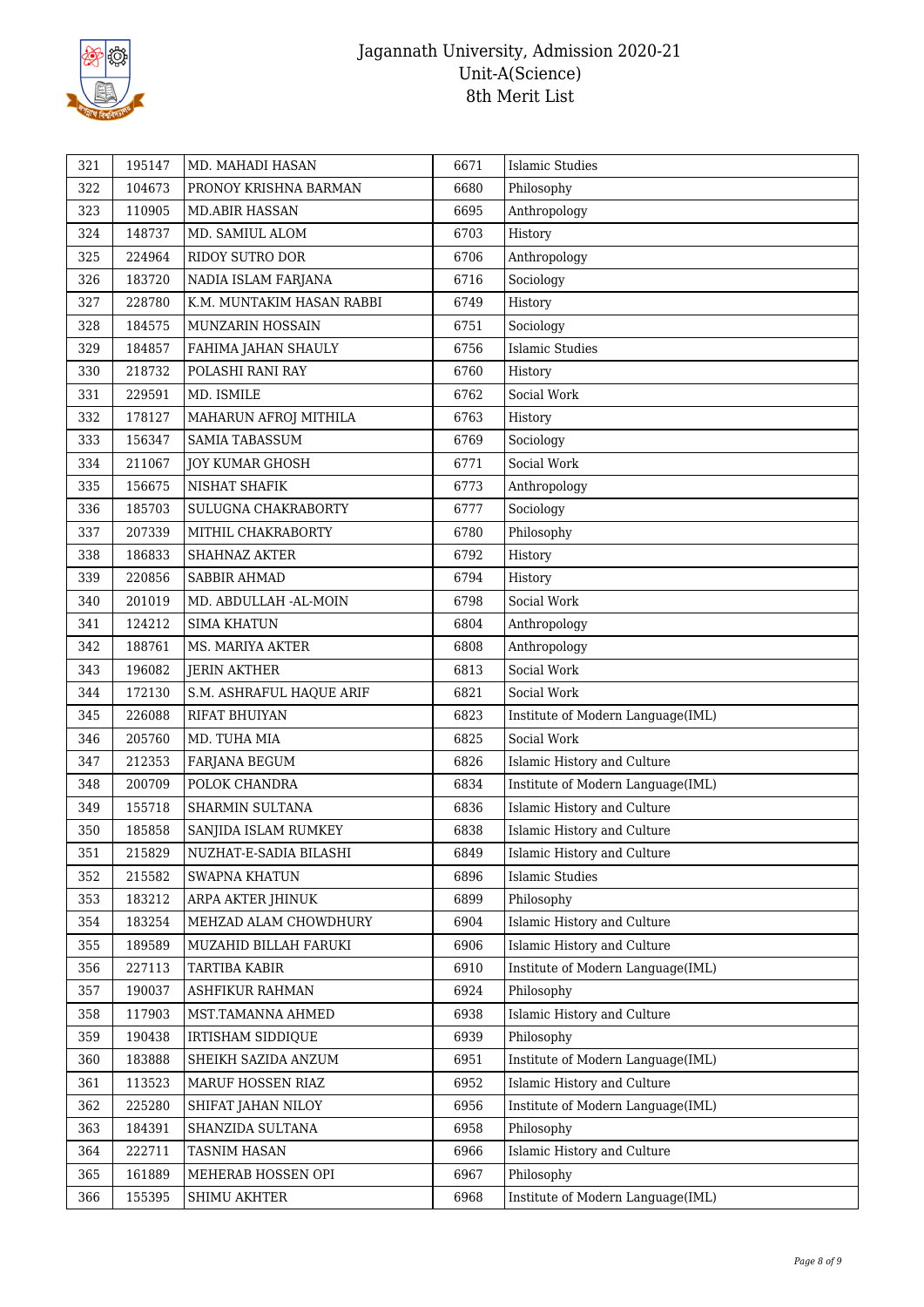| 321 | 195147 | MD. MAHADI HASAN | 6671 | Islamic Studies |
|---|---|---|---|---|
| 322 | 104673 | PRONOY KRISHNA BARMAN | 6680 | Philosophy |
| 323 | 110905 | MD.ABIR HASSAN | 6695 | Anthropology |
| 324 | 148737 | MD. SAMIUL ALOM | 6703 | History |
| 325 | 224964 | RIDOY SUTRO DOR | 6706 | Anthropology |
| 326 | 183720 | NADIA ISLAM FARJANA | 6716 | Sociology |
| 327 | 228780 | K.M. MUNTAKIM HASAN RABBI | 6749 | History |
| 328 | 184575 | MUNZARIN HOSSAIN | 6751 | Sociology |
| 329 | 184857 | FAHIMA JAHAN SHAULY | 6756 | Islamic Studies |
| 330 | 218732 | POLASHI RANI RAY | 6760 | History |
| 331 | 229591 | MD. ISMILE | 6762 | Social Work |
| 332 | 178127 | MAHARUN AFROJ MITHILA | 6763 | History |
| 333 | 156347 | SAMIA TABASSUM | 6769 | Sociology |
| 334 | 211067 | JOY KUMAR GHOSH | 6771 | Social Work |
| 335 | 156675 | NISHAT SHAFIK | 6773 | Anthropology |
| 336 | 185703 | SULUGNA CHAKRABORTY | 6777 | Sociology |
| 337 | 207339 | MITHIL CHAKRABORTY | 6780 | Philosophy |
| 338 | 186833 | SHAHNAZ AKTER | 6792 | History |
| 339 | 220856 | SABBIR AHMAD | 6794 | History |
| 340 | 201019 | MD. ABDULLAH -AL-MOIN | 6798 | Social Work |
| 341 | 124212 | SIMA KHATUN | 6804 | Anthropology |
| 342 | 188761 | MS. MARIYA AKTER | 6808 | Anthropology |
| 343 | 196082 | JERIN AKTHER | 6813 | Social Work |
| 344 | 172130 | S.M. ASHRAFUL HAQUE ARIF | 6821 | Social Work |
| 345 | 226088 | RIFAT BHUIYAN | 6823 | Institute of Modern Language(IML) |
| 346 | 205760 | MD. TUHA MIA | 6825 | Social Work |
| 347 | 212353 | FARJANA BEGUM | 6826 | Islamic History and Culture |
| 348 | 200709 | POLOK CHANDRA | 6834 | Institute of Modern Language(IML) |
| 349 | 155718 | SHARMIN SULTANA | 6836 | Islamic History and Culture |
| 350 | 185858 | SANJIDA ISLAM RUMKEY | 6838 | Islamic History and Culture |
| 351 | 215829 | NUZHAT-E-SADIA BILASHI | 6849 | Islamic History and Culture |
| 352 | 215582 | SWAPNA KHATUN | 6896 | Islamic Studies |
| 353 | 183212 | ARPA AKTER JHINUK | 6899 | Philosophy |
| 354 | 183254 | MEHZAD ALAM CHOWDHURY | 6904 | Islamic History and Culture |
| 355 | 189589 | MUZAHID BILLAH FARUKI | 6906 | Islamic History and Culture |
| 356 | 227113 | TARTIBA KABIR | 6910 | Institute of Modern Language(IML) |
| 357 | 190037 | ASHFIKUR RAHMAN | 6924 | Philosophy |
| 358 | 117903 | MST.TAMANNA AHMED | 6938 | Islamic History and Culture |
| 359 | 190438 | IRTISHAM SIDDIQUE | 6939 | Philosophy |
| 360 | 183888 | SHEIKH SAZIDA ANZUM | 6951 | Institute of Modern Language(IML) |
| 361 | 113523 | MARUF HOSSEN RIAZ | 6952 | Islamic History and Culture |
| 362 | 225280 | SHIFAT JAHAN NILOY | 6956 | Institute of Modern Language(IML) |
| 363 | 184391 | SHANZIDA SULTANA | 6958 | Philosophy |
| 364 | 222711 | TASNIM HASAN | 6966 | Islamic History and Culture |
| 365 | 161889 | MEHERAB HOSSEN OPI | 6967 | Philosophy |
| 366 | 155395 | SHIMU AKHTER | 6968 | Institute of Modern Language(IML) |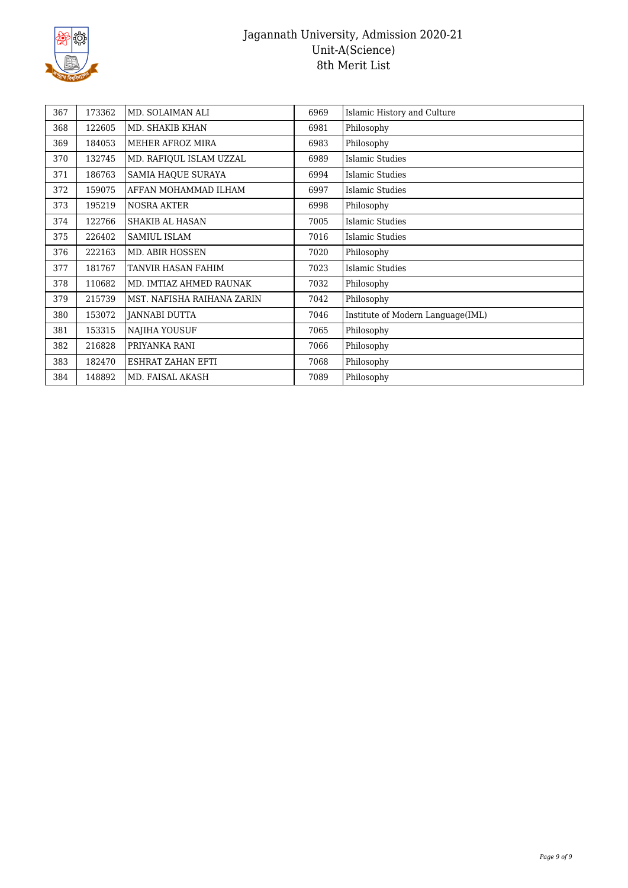| | | | | |
|---|---|---|---|---|
| 367 | 173362 | MD. SOLAIMAN ALI | 6969 | Islamic History and Culture |
| 368 | 122605 | MD. SHAKIB KHAN | 6981 | Philosophy |
| 369 | 184053 | MEHER AFROZ MIRA | 6983 | Philosophy |
| 370 | 132745 | MD. RAFIQUL ISLAM UZZAL | 6989 | Islamic Studies |
| 371 | 186763 | SAMIA HAQUE SURAYA | 6994 | Islamic Studies |
| 372 | 159075 | AFFAN MOHAMMAD ILHAM | 6997 | Islamic Studies |
| 373 | 195219 | NOSRA AKTER | 6998 | Philosophy |
| 374 | 122766 | SHAKIB AL HASAN | 7005 | Islamic Studies |
| 375 | 226402 | SAMIUL ISLAM | 7016 | Islamic Studies |
| 376 | 222163 | MD. ABIR HOSSEN | 7020 | Philosophy |
| 377 | 181767 | TANVIR HASAN FAHIM | 7023 | Islamic Studies |
| 378 | 110682 | MD. IMTIAZ AHMED RAUNAK | 7032 | Philosophy |
| 379 | 215739 | MST. NAFISHA RAIHANA ZARIN | 7042 | Philosophy |
| 380 | 153072 | JANNABI DUTTA | 7046 | Institute of Modern Language(IML) |
| 381 | 153315 | NAJIHA YOUSUF | 7065 | Philosophy |
| 382 | 216828 | PRIYANKA RANI | 7066 | Philosophy |
| 383 | 182470 | ESHRAT ZAHAN EFTI | 7068 | Philosophy |
| 384 | 148892 | MD. FAISAL AKASH | 7089 | Philosophy |